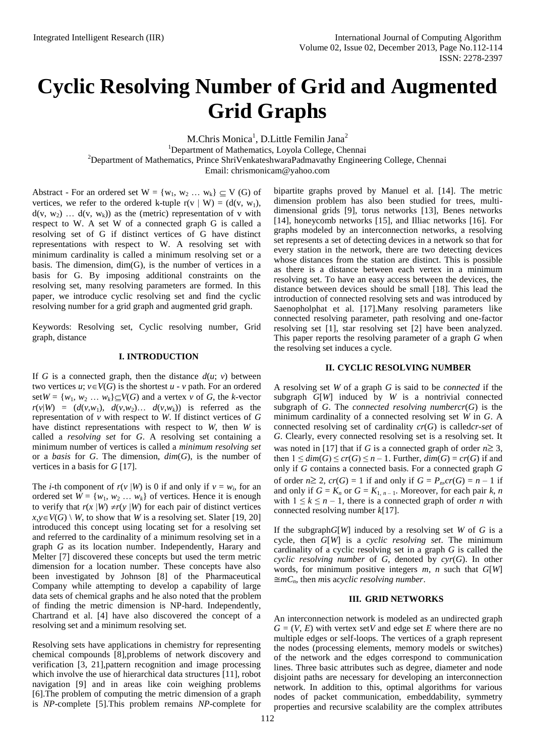# Cyclic Resolving Number of Grid and Augmented Grid Graphs

M.Chris Monica[1], D.Little Femilin Jana[2]

[1]Department of Mathematics, Loyola College, Chennai

[2]Department of Mathematics, Prince ShriVenkateshwaraPadmavathy Engineering College, Chennai

Email: chrismonicam@yahoo.com

Abstract - For an ordered set $W = \{w_1, w_2 \dots w_k\} \subseteq V(G)$ of vertices, we refer to the ordered k-tuple $r(v \mid W) = (d(v, w_1), d(v, w_2) \dots d(v, w_k))$ as the (metric) representation of v with respect to W. A set W of a connected graph G is called a resolving set of G if distinct vertices of G have distinct representations with respect to W. A resolving set with minimum cardinality is called a minimum resolving set or a basis. The dimension, dim(G), is the number of vertices in a basis for G. By imposing additional constraints on the resolving set, many resolving parameters are formed. In this paper, we introduce cyclic resolving set and find the cyclic resolving number for a grid graph and augmented grid graph.

Keywords: Resolving set, Cyclic resolving number, Grid graph, distance

## I. INTRODUCTION

If $G$ is a connected graph, then the distance $d(u; v)$ between two vertices $u; v \in V(G)$ is the shortest $u$ - $v$ path. For an ordered set $W = \{w_1, w_2 \dots w_k\} \subseteq V(G)$ and a vertex $v$ of $G$, the $k$-vector $r(v|W) = (d(v,w_1), d(v,w_2) \dots d(v,w_k))$ is referred as the representation of $v$ with respect to $W$. If distinct vertices of $G$ have distinct representations with respect to $W$, then $W$ is called a *resolving set* for $G$. A resolving set containing a minimum number of vertices is called a *minimum resolving set* or a *basis* for $G$. The dimension, $dim(G)$, is the number of vertices in a basis for $G$ [17].

The $i$-th component of $r(v \mid W)$ is 0 if and only if $v = w_i$, for an ordered set $W = \{w_1, w_2 \dots w_k\}$ of vertices. Hence it is enough to verify that $r(x \mid W) \neq r(y \mid W)$ for each pair of distinct vertices $x, y \in V(G) \setminus W$, to show that $W$ is a resolving set. Slater [19, 20] introduced this concept using locating set for a resolving set and referred to the cardinality of a minimum resolving set in a graph $G$ as its location number. Independently, Harary and Melter [7] discovered these concepts but used the term metric dimension for a location number. These concepts have also been investigated by Johnson [8] of the Pharmaceutical Company while attempting to develop a capability of large data sets of chemical graphs and he also noted that the problem of finding the metric dimension is NP-hard. Independently, Chartrand et al. [4] have also discovered the concept of a resolving set and a minimum resolving set.

Resolving sets have applications in chemistry for representing chemical compounds [8],problems of network discovery and verification [3, 21],pattern recognition and image processing which involve the use of hierarchical data structures [11], robot navigation [9] and in areas like coin weighing problems [6].The problem of computing the metric dimension of a graph is *NP*-complete [5].This problem remains *NP*-complete for bipartite graphs proved by Manuel et al. [14]. The metric dimension problem has also been studied for trees, multi-dimensional grids [9], torus networks [13], Benes networks [14], honeycomb networks [15], and Illiac networks [16]. For graphs modeled by an interconnection networks, a resolving set represents a set of detecting devices in a network so that for every station in the network, there are two detecting devices whose distances from the station are distinct. This is possible as there is a distance between each vertex in a minimum resolving set. To have an easy access between the devices, the distance between devices should be small [18]. This lead the introduction of connected resolving sets and was introduced by Saenopholphat et al. [17].Many resolving parameters like connected resolving parameter, path resolving and one-factor resolving set [1], star resolving set [2] have been analyzed. This paper reports the resolving parameter of a graph *G* when the resolving set induces a cycle.

## II. CYCLIC RESOLVING NUMBER

A resolving set *W* of a graph *G* is said to be *connected* if the subgraph $G[W]$ induced by $W$ is a nontrivial connected subgraph of $G$. The *connected resolving number*$cr(G)$ is the minimum cardinality of a connected resolving set $W$ in $G$. A connected resolving set of cardinality $cr(G)$ is called*cr-set* of $G$. Clearly, every connected resolving set is a resolving set. It was noted in [17] that if $G$ is a connected graph of order $n \geq 3$, then $1 \leq dim(G) \leq cr(G) \leq n - 1$. Further, $dim(G) = cr(G)$ if and only if $G$ contains a connected basis. For a connected graph $G$ of order $n \geq 2$, $cr(G) = 1$ if and only if $G = P_n$, $cr(G) = n - 1$ if and only if $G = K_n$ or $G = K_{1, n-1}$. Moreover, for each pair $k$, $n$ with $1 \leq k \leq n - 1$, there is a connected graph of order $n$ with connected resolving number $k$[17].

If the subgraph$G[W]$ induced by a resolving set $W$ of $G$ is a cycle, then $G[W]$ is a *cyclic resolving set*. The minimum cardinality of a cyclic resolving set in a graph $G$ is called the *cyclic resolving number* of $G$, denoted by $cyr(G)$. In other words, for minimum positive integers $m$, $n$ such that $G[W] \cong mC_n$, then $m$is a*cyclic resolving number*.

## III. GRID NETWORKS

An interconnection network is modeled as an undirected graph $G = (V, E)$ with vertex set$V$ and edge set $E$ where there are no multiple edges or self-loops. The vertices of a graph represent the nodes (processing elements, memory models or switches) of the network and the edges correspond to communication lines. Three basic attributes such as degree, diameter and node disjoint paths are necessary for developing an interconnection network. In addition to this, optimal algorithms for various nodes of packet communication, embeddability, symmetry properties and recursive scalability are the complex attributes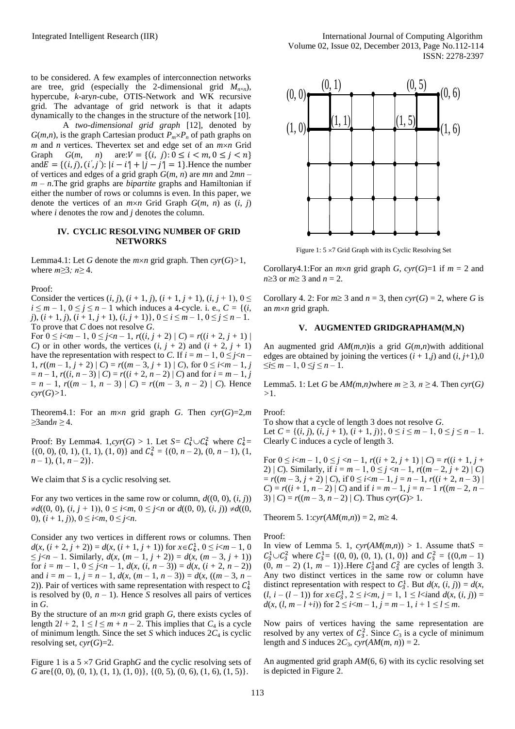to be considered. A few examples of interconnection networks are tree, grid (especially the 2-dimensional grid $M_{n\times n}$), hypercube, $k$-ary$n$-cube, OTIS-Network and WK recursive grid. The advantage of grid network is that it adapts dynamically to the changes in the structure of the network [10].

A *two-dimensional grid graph* [12], denoted by $G(m,n)$, is the graph Cartesian product $P_m \times P_n$ of path graphs on $m$ and $n$ vertices. Thevertex set and edge set of an $m\times n$ Grid Graph $G(m, n)$ are: $V = \{(i, j): 0 \leq i < m, 0 \leq j < n\}$ and $E = \{(i,j),(i',j'): |i-i'| + |j-j'| = 1\}$. Hence the number of vertices and edges of a grid graph $G(m, n)$ are $mn$ and $2mn - m - n$. The grid graphs are *bipartite* graphs and Hamiltonian if either the number of rows or columns is even. In this paper, we denote the vertices of an $m\times n$ Grid Graph $G(m, n)$ as $(i, j)$ where $i$ denotes the row and $j$ denotes the column.

## IV. CYCLIC RESOLVING NUMBER OF GRID NETWORKS

Lemma4.1: Let $G$ denote the $m\times n$ grid graph. Then $cyr(G)>1$, where $m\geq 3$; $n\geq 4$.

Proof:

Consider the vertices $(i, j)$, $(i + 1, j)$, $(i + 1, j + 1)$, $(i, j + 1)$, $0 \leq i \leq m - 1$, $0 \leq j \leq n - 1$ which induces a 4-cycle. i. e., $C = \{(i, j), (i + 1, j), (i + 1, j + 1), (i, j + 1)\}$, $0 \leq i \leq m - 1$, $0 \leq j \leq n - 1$. To prove that $C$ does not resolve $G$.

For $0 \leq i< m - 1$, $0 \leq j< n - 1$, $r((i, j + 2) \mid C) = r((i + 2, j + 1) \mid C)$ or in other words, the vertices $(i, j + 2)$ and $(i + 2, j + 1)$ have the representation with respect to $C$. If $i = m - 1$, $0 \leq j< n - 1$, $r((m - 1, j + 2) \mid C) = r((m - 3, j + 1) \mid C)$, for $0 \leq i< m - 1$, $j = n - 1$, $r((i, n - 3) \mid C) = r((i + 2, n - 2) \mid C)$ and for $i = m - 1$, $j = n - 1$, $r((m - 1, n - 3) \mid C) = r((m - 3, n - 2) \mid C)$. Hence $cyr(G)>1$.

Theorem4.1: For an $m\times n$ grid graph $G$. Then $cyr(G)=2$, $m \geq 3$ and $n \geq 4$.

Proof: By Lemma4. 1, $cyr(G) > 1$. Let $S = C_4^1 \cup C_4^2$ where $C_4^1 = \{(0, 0), (0, 1), (1, 1), (1, 0)\}$ and $C_4^2 = \{(0, n - 2), (0, n - 1), (1, n - 1), (1, n - 2)\}$.

We claim that $S$ is a cyclic resolving set.

For any two vertices in the same row or column, $d((0, 0), (i, j)) \neq d((0, 0), (i, j + 1))$, $0 \leq i<m$, $0 \leq j<n$ or $d((0, 0), (i, j)) \neq d((0, 0), (i + 1, j))$, $0 \leq i<m$, $0 \leq j<n$.

Consider any two vertices in different rows or columns. Then $d(x, (i + 2, j + 2)) = d(x, (i + 1, j + 1))$ for $x \in C_4^1$, $0 \leq i<m - 1$, $0 \leq j<n - 1$. Similarly, $d(x, (m - 1, j + 2)) = d(x, (m - 3, j + 1))$ for $i = m - 1$, $0 \leq j<n - 1$, $d(x, (i, n - 3)) = d(x, (i + 2, n - 2))$ and $i = m - 1$, $j = n - 1$, $d(x, (m - 1, n - 3)) = d(x, ((m - 3, n - 2))$. Pair of vertices with same representation with respect to $C_4^1$ is resolved by $(0, n - 1)$. Hence $S$ resolves all pairs of vertices in $G$.

By the structure of an $m\times n$ grid graph $G$, there exists cycles of length $2l + 2$, $1 \leq l \leq m + n - 2$. This implies that $C_4$ is a cycle of minimum length. Since the set $S$ which induces $2C_4$ is cyclic resolving set, $cyr(G)=2$.

Figure 1 is a $5 \times 7$ Grid Graph$G$ and the cyclic resolving sets of $G$ are$\{(0, 0), (0, 1), (1, 1), (1, 0)\}$, $\{(0, 5), (0, 6), (1, 6), (1, 5)\}$.

Figure 1: $5 \times 7$ Grid Graph with its Cyclic Resolving Set

Corollary4.1:For an $m\times n$ grid graph $G$, $cyr(G)=1$ if $m = 2$ and $n\geq 3$ or $m\geq 3$ and $n = 2$.

Corollary 4. 2: For $m\geq 3$ and $n = 3$, then $cyr(G) = 2$, where $G$ is an $m\times n$ grid graph.

## V. AUGMENTED GRIDGRAPHAM(M,N)

An augmented grid $AM(m,n)$is a grid $G(m,n)$with additional edges are obtained by joining the vertices $(i + 1,j)$ and $(i, j+1)$, $0 \leq i \leq m - 1$, $0 \leq j \leq n - 1$.

Lemma5. 1: Let $G$ be $AM(m,n)$where $m \geq 3$, $n \geq 4$. Then $cyr(G) >1$.

Proof:

To show that a cycle of length 3 does not resolve $G$.

Let $C = \{(i, j), (i, j + 1), (i + 1, j)\}$, $0 \leq i \leq m - 1$, $0 \leq j \leq n - 1$. Clearly C induces a cycle of length 3.

For $0 \leq i<m - 1$, $0 \leq j <n - 1$, $r((i + 2, j + 1) \mid C) = r((i + 1, j + 2) \mid C)$. Similarly, if $i = m - 1$, $0 \leq j <n - 1$, $r((m - 2, j + 2) \mid C) = r((m - 3, j + 2) \mid C)$, if $0 \leq i<m - 1$, $j = n - 1$, $r((i + 2, n - 3) \mid C) = r((i + 1, n - 2) \mid C)$ and if $i = m - 1$, $j = n - 1$ $r((m - 2, n - 3) \mid C) = r((m - 3, n - 2) \mid C)$. Thus $cyr(G)> 1$.

Theorem 5. 1:$cyr(AM(m,n)) = 2$, $m\geq 4$.

Proof:

In view of Lemma 5. 1, $cyr(AM(m,n)) > 1$. Assume that$S = C_3^1 \cup C_3^2$ where $C_3^1 = \{(0, 0), (0, 1), (1, 0)\}$ and $C_3^2 = \{(0,m - 1)$ $(0, m - 2)$ $(1, m - 1)\}$.Here $C_3^1$and $C_3^2$ are cycles of length 3. Any two distinct vertices in the same row or column have distinct representation with respect to $C_3^1$. But $d(x, (i, j)) = d(x, (l, i - (l - 1))$ for $x \in C_3^1$, $2 \leq i<m$, $j = 1$, $1 \leq l<i$and $d(x, (i, j)) = d(x, (l, m - l +i))$ for $2 \leq i<m - 1$, $j = m - 1$, $i + 1 \leq l \leq m$.

Now pairs of vertices having the same representation are resolved by any vertex of $C_3^2$. Since $C_3$ is a cycle of minimum length and $S$ induces $2C_3$, $cyr(AM(m, n)) = 2$.

An augmented grid graph $AM(6, 6)$ with its cyclic resolving set is depicted in Figure 2.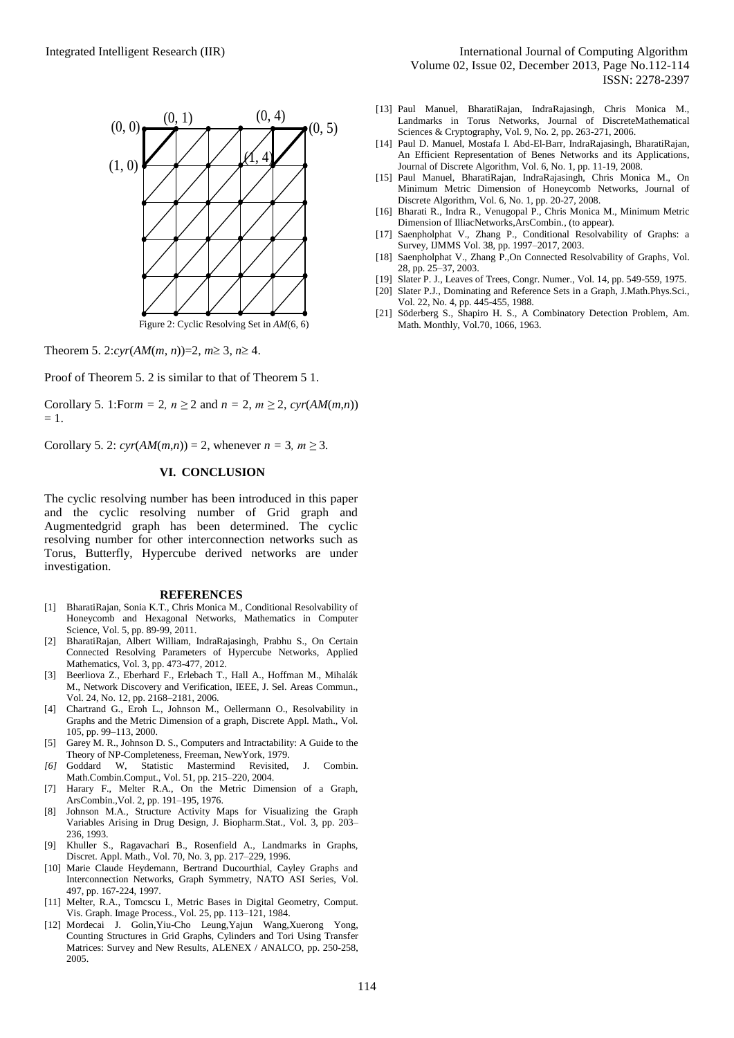(0, 0)
(0, 1)
(0, 4)
(0, 5)
(1, 0)
(1, 4)

Figure 2: Cyclic Resolving Set in $AM(6, 6)$

Theorem 5. 2: $cyr(AM(m, n))=2$, $m\geq 3$, $n\geq 4$.

Proof of Theorem 5. 2 is similar to that of Theorem 5 1.

Corollary 5. 1: For $m = 2$, $n \geq 2$ and $n = 2$, $m \geq 2$, $cyr(AM(m,n)) = 1$.

Corollary 5. 2: $cyr(AM(m,n)) = 2$, whenever $n = 3$, $m \geq 3$.

## VI. CONCLUSION

The cyclic resolving number has been introduced in this paper and the cyclic resolving number of Grid graph and Augmentedgrid graph has been determined. The cyclic resolving number for other interconnection networks such as Torus, Butterfly, Hypercube derived networks are under investigation.

## REFERENCES

[1] BharatiRajan, Sonia K.T., Chris Monica M., Conditional Resolvability of Honeycomb and Hexagonal Networks, Mathematics in Computer Science, Vol. 5, pp. 89-99, 2011.

[2] BharatiRajan, Albert William, IndraRajasingh, Prabhu S., On Certain Connected Resolving Parameters of Hypercube Networks, Applied Mathematics, Vol. 3, pp. 473-477, 2012.

[3] Beerliova Z., Eberhard F., Erlebach T., Hall A., Hoffman M., Mihalák M., Network Discovery and Verification, IEEE, J. Sel. Areas Commun., Vol. 24, No. 12, pp. 2168–2181, 2006.

[4] Chartrand G., Eroh L., Johnson M., Oellermann O., Resolvability in Graphs and the Metric Dimension of a graph, Discrete Appl. Math., Vol. 105, pp. 99–113, 2000.

[5] Garey M. R., Johnson D. S., Computers and Intractability: A Guide to the Theory of NP-Completeness, Freeman, NewYork, 1979.

*[6]* Goddard W, Statistic Mastermind Revisited, J. Combin. Math.Combin.Comput., Vol. 51, pp. 215–220, 2004.

[7] Harary F., Melter R.A., On the Metric Dimension of a Graph, ArsCombin.,Vol. 2, pp. 191–195, 1976.

[8] Johnson M.A., Structure Activity Maps for Visualizing the Graph Variables Arising in Drug Design, J. Biopharm.Stat., Vol. 3, pp. 203–236, 1993.

[9] Khuller S., Ragavachari B., Rosenfield A., Landmarks in Graphs, Discret. Appl. Math., Vol. 70, No. 3, pp. 217–229, 1996.

[10] Marie Claude Heydemann, Bertrand Ducourthial, Cayley Graphs and Interconnection Networks, Graph Symmetry, NATO ASI Series, Vol. 497, pp. 167-224, 1997.

[11] Melter, R.A., Tomcscu I., Metric Bases in Digital Geometry, Comput. Vis. Graph. Image Process., Vol. 25, pp. 113–121, 1984.

[12] Mordecai J. Golin,Yiu-Cho Leung,Yajun Wang,Xuerong Yong, Counting Structures in Grid Graphs, Cylinders and Tori Using Transfer Matrices: Survey and New Results, ALENEX / ANALCO, pp. 250-258, 2005.

[13] Paul Manuel, BharatiRajan, IndraRajasingh, Chris Monica M., Landmarks in Torus Networks, Journal of DiscreteMathematical Sciences & Cryptography, Vol. 9, No. 2, pp. 263-271, 2006.

[14] Paul D. Manuel, Mostafa I. Abd-El-Barr, IndraRajasingh, BharatiRajan, An Efficient Representation of Benes Networks and its Applications, Journal of Discrete Algorithm, Vol. 6, No. 1, pp. 11-19, 2008.

[15] Paul Manuel, BharatiRajan, IndraRajasingh, Chris Monica M., On Minimum Metric Dimension of Honeycomb Networks, Journal of Discrete Algorithm, Vol. 6, No. 1, pp. 20-27, 2008.

[16] Bharati R., Indra R., Venugopal P., Chris Monica M., Minimum Metric Dimension of IlliacNetworks,ArsCombin., (to appear).

[17] Saenpholphat V., Zhang P., Conditional Resolvability of Graphs: a Survey, IJMMS Vol. 38, pp. 1997–2017, 2003.

[18] Saenpholphat V., Zhang P.,On Connected Resolvability of Graphs, Vol. 28, pp. 25–37, 2003.

[19] Slater P. J., Leaves of Trees, Congr. Numer., Vol. 14, pp. 549-559, 1975.

[20] Slater P.J., Dominating and Reference Sets in a Graph, J.Math.Phys.Sci., Vol. 22, No. 4, pp. 445-455, 1988.

[21] Söderberg S., Shapiro H. S., A Combinatory Detection Problem, Am. Math. Monthly, Vol.70, 1066, 1963.